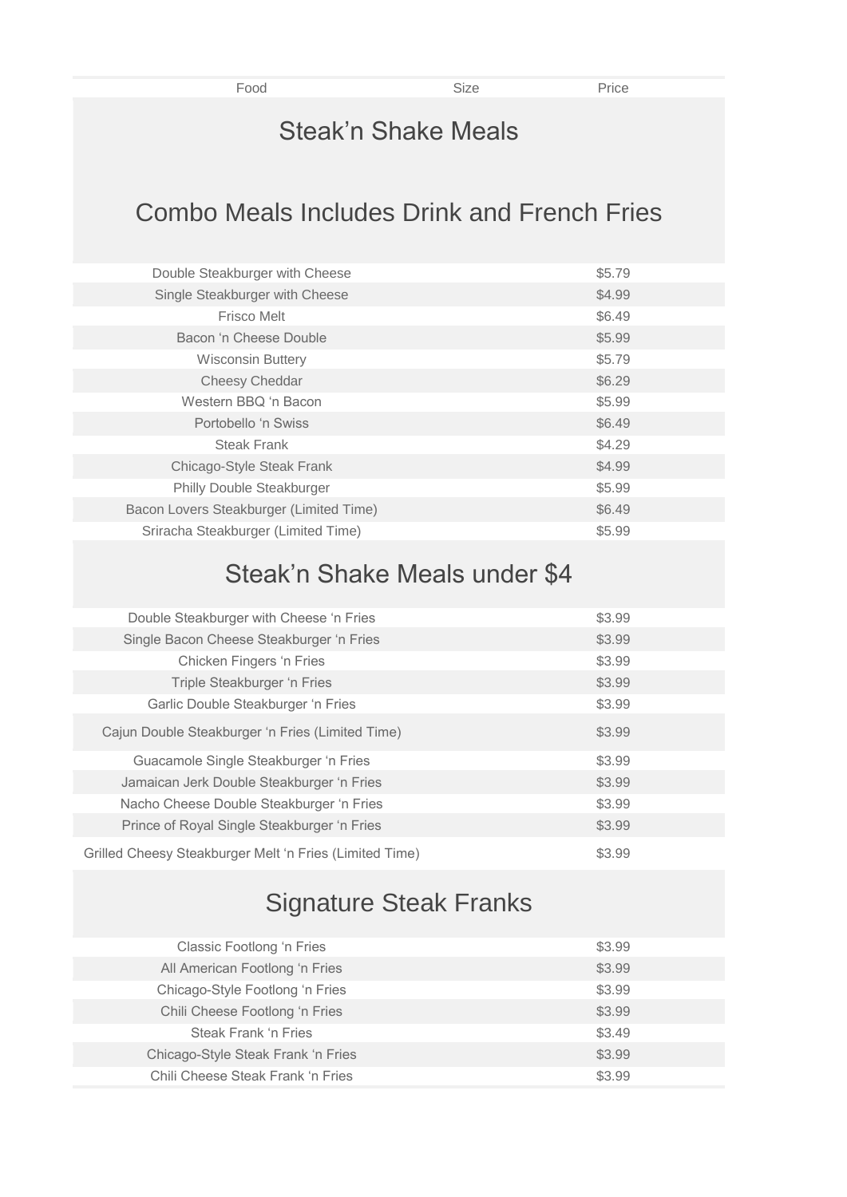| Food | Size | Price |
| --- | --- | --- |
| **Steak'n Shake Meals** | | |
| **Combo Meals Includes Drink and French Fries** | | |
| Double Steakburger with Cheese | | $5.79 |
| Single Steakburger with Cheese | | $4.99 |
| Frisco Melt | | $6.49 |
| Bacon 'n Cheese Double | | $5.99 |
| Wisconsin Buttery | | $5.79 |
| Cheesy Cheddar | | $6.29 |
| Western BBQ 'n Bacon | | $5.99 |
| Portobello 'n Swiss | | $6.49 |
| Steak Frank | | $4.29 |
| Chicago-Style Steak Frank | | $4.99 |
| Philly Double Steakburger | | $5.99 |
| Bacon Lovers Steakburger (Limited Time) | | $6.49 |
| Sriracha Steakburger (Limited Time) | | $5.99 |
| **Steak'n Shake Meals under $4** | | |
| Double Steakburger with Cheese 'n Fries | | $3.99 |
| Single Bacon Cheese Steakburger 'n Fries | | $3.99 |
| Chicken Fingers 'n Fries | | $3.99 |
| Triple Steakburger 'n Fries | | $3.99 |
| Garlic Double Steakburger 'n Fries | | $3.99 |
| Cajun Double Steakburger 'n Fries (Limited Time) | | $3.99 |
| Guacamole Single Steakburger 'n Fries | | $3.99 |
| Jamaican Jerk Double Steakburger 'n Fries | | $3.99 |
| Nacho Cheese Double Steakburger 'n Fries | | $3.99 |
| Prince of Royal Single Steakburger 'n Fries | | $3.99 |
| Grilled Cheesy Steakburger Melt 'n Fries (Limited Time) | | $3.99 |
| **Signature Steak Franks** | | |
| Classic Footlong 'n Fries | | $3.99 |
| All American Footlong 'n Fries | | $3.99 |
| Chicago-Style Footlong 'n Fries | | $3.99 |
| Chili Cheese Footlong 'n Fries | | $3.99 |
| Steak Frank 'n Fries | | $3.49 |
| Chicago-Style Steak Frank 'n Fries | | $3.99 |
| Chili Cheese Steak Frank 'n Fries | | $3.99 |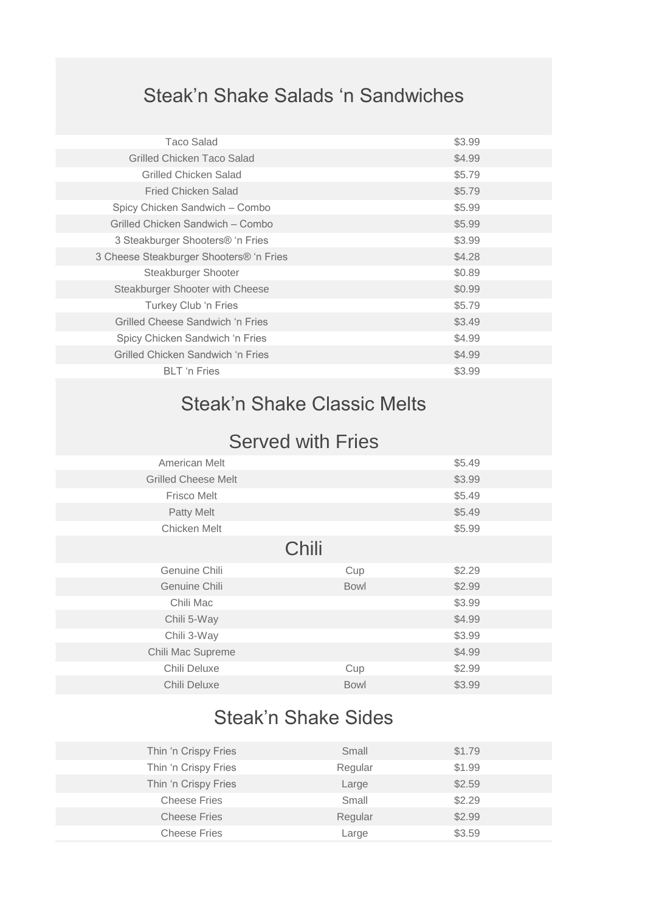## Steak'n Shake Salads 'n Sandwiches

| Item | Price |
|---|---|
| Taco Salad | $3.99 |
| Grilled Chicken Taco Salad | $4.99 |
| Grilled Chicken Salad | $5.79 |
| Fried Chicken Salad | $5.79 |
| Spicy Chicken Sandwich – Combo | $5.99 |
| Grilled Chicken Sandwich – Combo | $5.99 |
| 3 Steakburger Shooters® 'n Fries | $3.99 |
| 3 Cheese Steakburger Shooters® 'n Fries | $4.28 |
| Steakburger Shooter | $0.89 |
| Steakburger Shooter with Cheese | $0.99 |
| Turkey Club 'n Fries | $5.79 |
| Grilled Cheese Sandwich 'n Fries | $3.49 |
| Spicy Chicken Sandwich 'n Fries | $4.99 |
| Grilled Chicken Sandwich 'n Fries | $4.99 |
| BLT 'n Fries | $3.99 |

## Steak'n Shake Classic Melts

## Served with Fries

| Item | Price |
|---|---|
| American Melt | $5.49 |
| Grilled Cheese Melt | $3.99 |
| Frisco Melt | $5.49 |
| Patty Melt | $5.49 |
| Chicken Melt | $5.99 |

## Chili

| Item | Size | Price |
|---|---|---|
| Genuine Chili | Cup | $2.29 |
| Genuine Chili | Bowl | $2.99 |
| Chili Mac | | $3.99 |
| Chili 5-Way | | $4.99 |
| Chili 3-Way | | $3.99 |
| Chili Mac Supreme | | $4.99 |
| Chili Deluxe | Cup | $2.99 |
| Chili Deluxe | Bowl | $3.99 |

## Steak'n Shake Sides

| Item | Size | Price |
|---|---|---|
| Thin 'n Crispy Fries | Small | $1.79 |
| Thin 'n Crispy Fries | Regular | $1.99 |
| Thin 'n Crispy Fries | Large | $2.59 |
| Cheese Fries | Small | $2.29 |
| Cheese Fries | Regular | $2.99 |
| Cheese Fries | Large | $3.59 |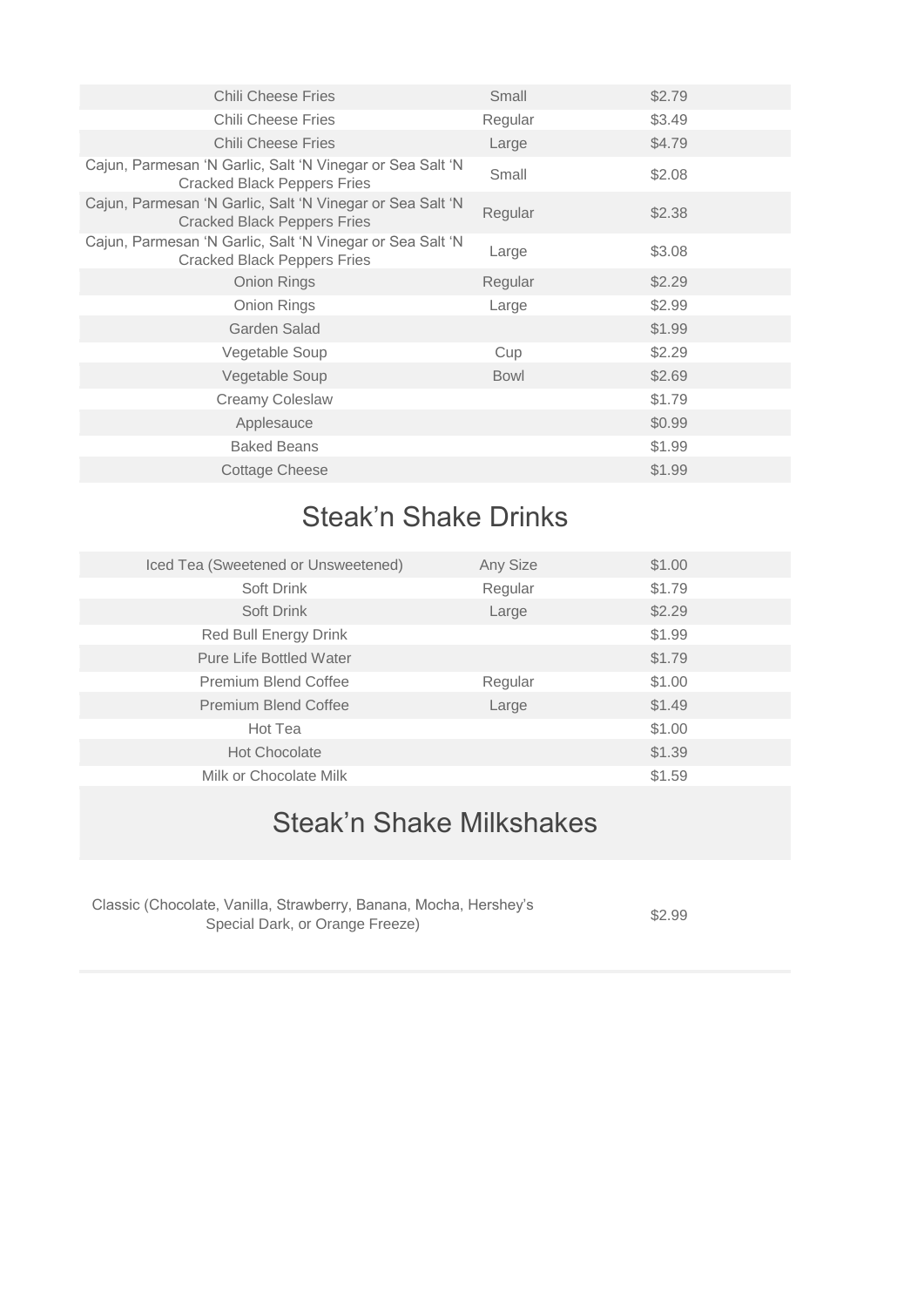| | | |
|---|---|---|
| Chili Cheese Fries | Small | $2.79 |
| Chili Cheese Fries | Regular | $3.49 |
| Chili Cheese Fries | Large | $4.79 |
| Cajun, Parmesan 'N Garlic, Salt 'N Vinegar or Sea Salt 'N Cracked Black Peppers Fries | Small | $2.08 |
| Cajun, Parmesan 'N Garlic, Salt 'N Vinegar or Sea Salt 'N Cracked Black Peppers Fries | Regular | $2.38 |
| Cajun, Parmesan 'N Garlic, Salt 'N Vinegar or Sea Salt 'N Cracked Black Peppers Fries | Large | $3.08 |
| Onion Rings | Regular | $2.29 |
| Onion Rings | Large | $2.99 |
| Garden Salad | | $1.99 |
| Vegetable Soup | Cup | $2.29 |
| Vegetable Soup | Bowl | $2.69 |
| Creamy Coleslaw | | $1.79 |
| Applesauce | | $0.99 |
| Baked Beans | | $1.99 |
| Cottage Cheese | | $1.99 |

## Steak'n Shake Drinks

| | | |
|---|---|---|
| Iced Tea (Sweetened or Unsweetened) | Any Size | $1.00 |
| Soft Drink | Regular | $1.79 |
| Soft Drink | Large | $2.29 |
| Red Bull Energy Drink | | $1.99 |
| Pure Life Bottled Water | | $1.79 |
| Premium Blend Coffee | Regular | $1.00 |
| Premium Blend Coffee | Large | $1.49 |
| Hot Tea | | $1.00 |
| Hot Chocolate | | $1.39 |
| Milk or Chocolate Milk | | $1.59 |

## Steak'n Shake Milkshakes

| | |
|---|---|
| Classic (Chocolate, Vanilla, Strawberry, Banana, Mocha, Hershey's Special Dark, or Orange Freeze) | $2.99 |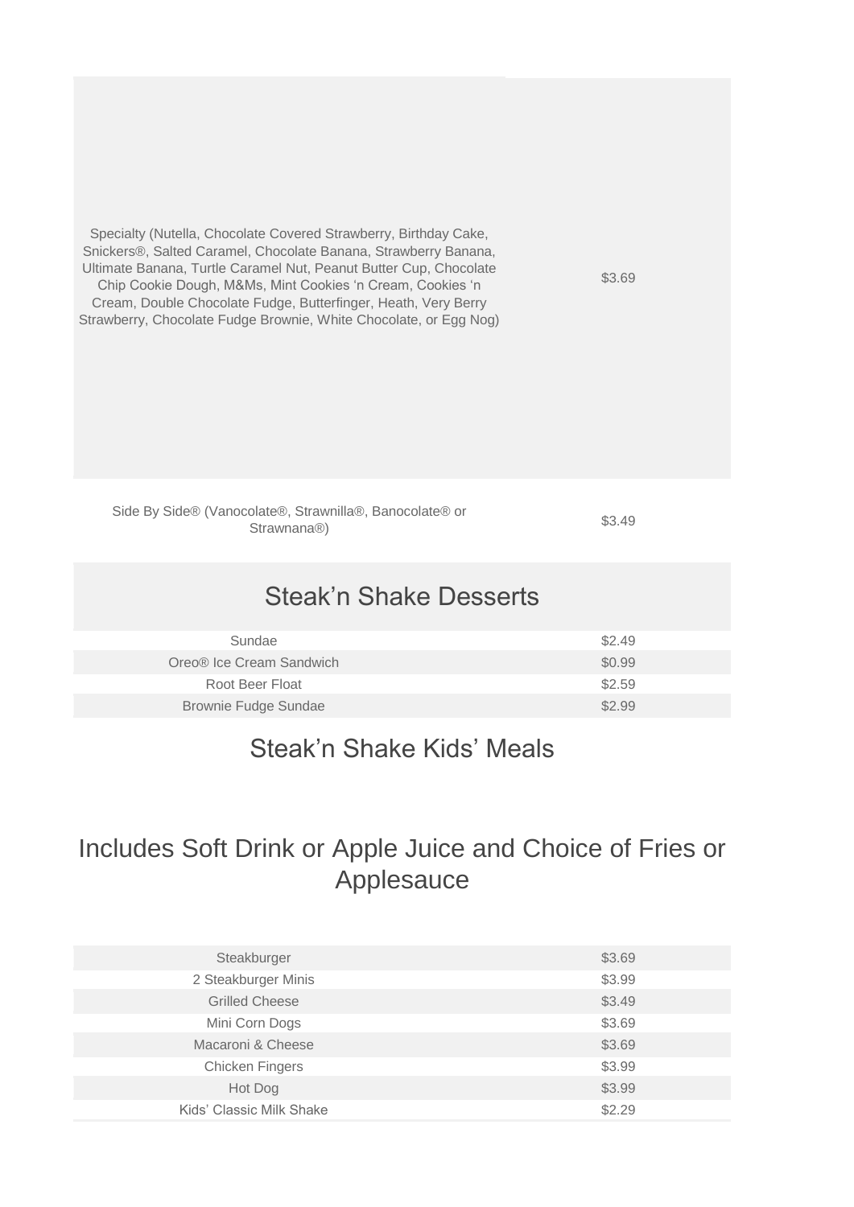| | |
|---|---|
| Specialty (Nutella, Chocolate Covered Strawberry, Birthday Cake, Snickers®, Salted Caramel, Chocolate Banana, Strawberry Banana, Ultimate Banana, Turtle Caramel Nut, Peanut Butter Cup, Chocolate Chip Cookie Dough, M&Ms, Mint Cookies 'n Cream, Cookies 'n Cream, Double Chocolate Fudge, Butterfinger, Heath, Very Berry Strawberry, Chocolate Fudge Brownie, White Chocolate, or Egg Nog) | $3.69 |
| Side By Side® (Vanocolate®, Strawnilla®, Banocolate® or Strawnana®) | $3.49 |

## Steak'n Shake Desserts

| | |
|---|---|
| Sundae | $2.49 |
| Oreo® Ice Cream Sandwich | $0.99 |
| Root Beer Float | $2.59 |
| Brownie Fudge Sundae | $2.99 |

## Steak'n Shake Kids' Meals

## Includes Soft Drink or Apple Juice and Choice of Fries or Applesauce

| | |
|---|---|
| Steakburger | $3.69 |
| 2 Steakburger Minis | $3.99 |
| Grilled Cheese | $3.49 |
| Mini Corn Dogs | $3.69 |
| Macaroni & Cheese | $3.69 |
| Chicken Fingers | $3.99 |
| Hot Dog | $3.99 |
| Kids' Classic Milk Shake | $2.29 |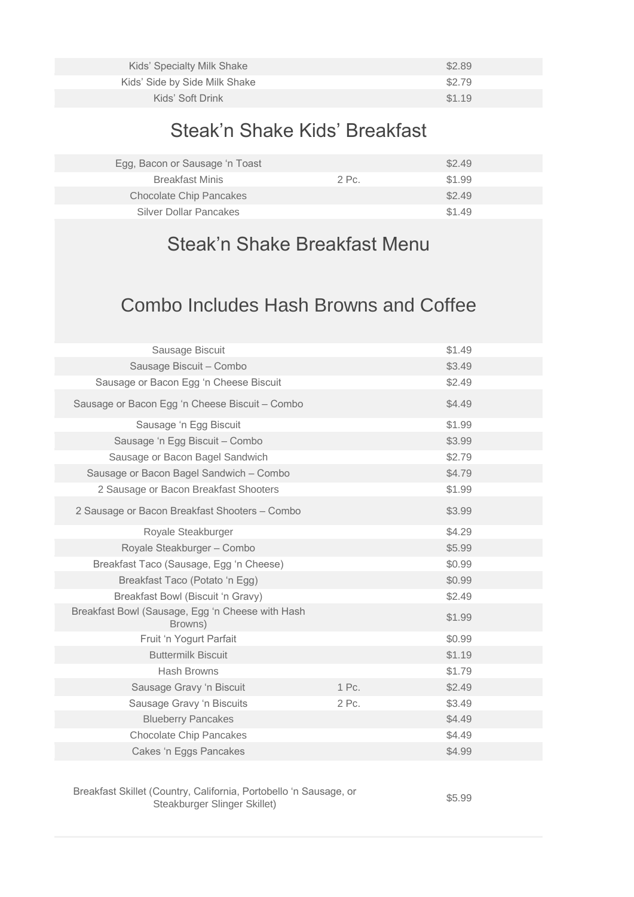| | | |
|---|---|---|
| Kids' Specialty Milk Shake | | $2.89 |
| Kids' Side by Side Milk Shake | | $2.79 |
| Kids' Soft Drink | | $1.19 |

## Steak'n Shake Kids' Breakfast

| | | |
|---|---|---|
| Egg, Bacon or Sausage 'n Toast | | $2.49 |
| Breakfast Minis | 2 Pc. | $1.99 |
| Chocolate Chip Pancakes | | $2.49 |
| Silver Dollar Pancakes | | $1.49 |

## Steak'n Shake Breakfast Menu

## Combo Includes Hash Browns and Coffee

| | | |
|---|---|---|
| Sausage Biscuit | | $1.49 |
| Sausage Biscuit – Combo | | $3.49 |
| Sausage or Bacon Egg 'n Cheese Biscuit | | $2.49 |
| Sausage or Bacon Egg 'n Cheese Biscuit – Combo | | $4.49 |
| Sausage 'n Egg Biscuit | | $1.99 |
| Sausage 'n Egg Biscuit – Combo | | $3.99 |
| Sausage or Bacon Bagel Sandwich | | $2.79 |
| Sausage or Bacon Bagel Sandwich – Combo | | $4.79 |
| 2 Sausage or Bacon Breakfast Shooters | | $1.99 |
| 2 Sausage or Bacon Breakfast Shooters – Combo | | $3.99 |
| Royale Steakburger | | $4.29 |
| Royale Steakburger – Combo | | $5.99 |
| Breakfast Taco (Sausage, Egg 'n Cheese) | | $0.99 |
| Breakfast Taco (Potato 'n Egg) | | $0.99 |
| Breakfast Bowl (Biscuit 'n Gravy) | | $2.49 |
| Breakfast Bowl (Sausage, Egg 'n Cheese with Hash Browns) | | $1.99 |
| Fruit 'n Yogurt Parfait | | $0.99 |
| Buttermilk Biscuit | | $1.19 |
| Hash Browns | | $1.79 |
| Sausage Gravy 'n Biscuit | 1 Pc. | $2.49 |
| Sausage Gravy 'n Biscuits | 2 Pc. | $3.49 |
| Blueberry Pancakes | | $4.49 |
| Chocolate Chip Pancakes | | $4.49 |
| Cakes 'n Eggs Pancakes | | $4.99 |
| Breakfast Skillet (Country, California, Portobello 'n Sausage, or Steakburger Slinger Skillet) | | $5.99 |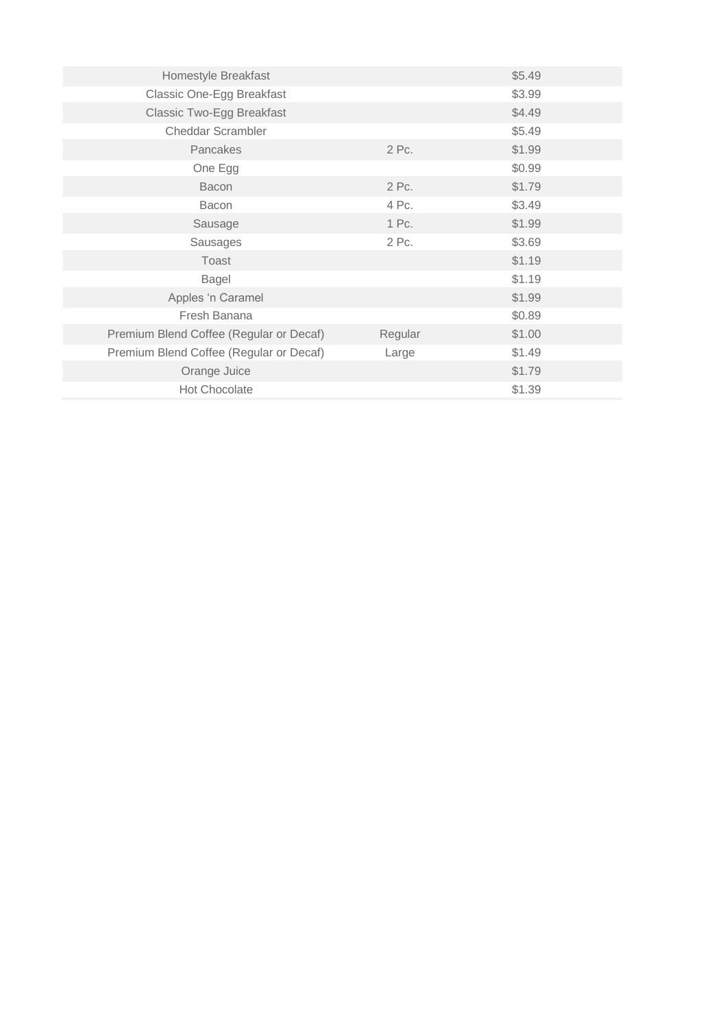| | | |
|---|---|---|
| Homestyle Breakfast | | $5.49 |
| Classic One-Egg Breakfast | | $3.99 |
| Classic Two-Egg Breakfast | | $4.49 |
| Cheddar Scrambler | | $5.49 |
| Pancakes | 2 Pc. | $1.99 |
| One Egg | | $0.99 |
| Bacon | 2 Pc. | $1.79 |
| Bacon | 4 Pc. | $3.49 |
| Sausage | 1 Pc. | $1.99 |
| Sausages | 2 Pc. | $3.69 |
| Toast | | $1.19 |
| Bagel | | $1.19 |
| Apples ‘n Caramel | | $1.99 |
| Fresh Banana | | $0.89 |
| Premium Blend Coffee (Regular or Decaf) | Regular | $1.00 |
| Premium Blend Coffee (Regular or Decaf) | Large | $1.49 |
| Orange Juice | | $1.79 |
| Hot Chocolate | | $1.39 |